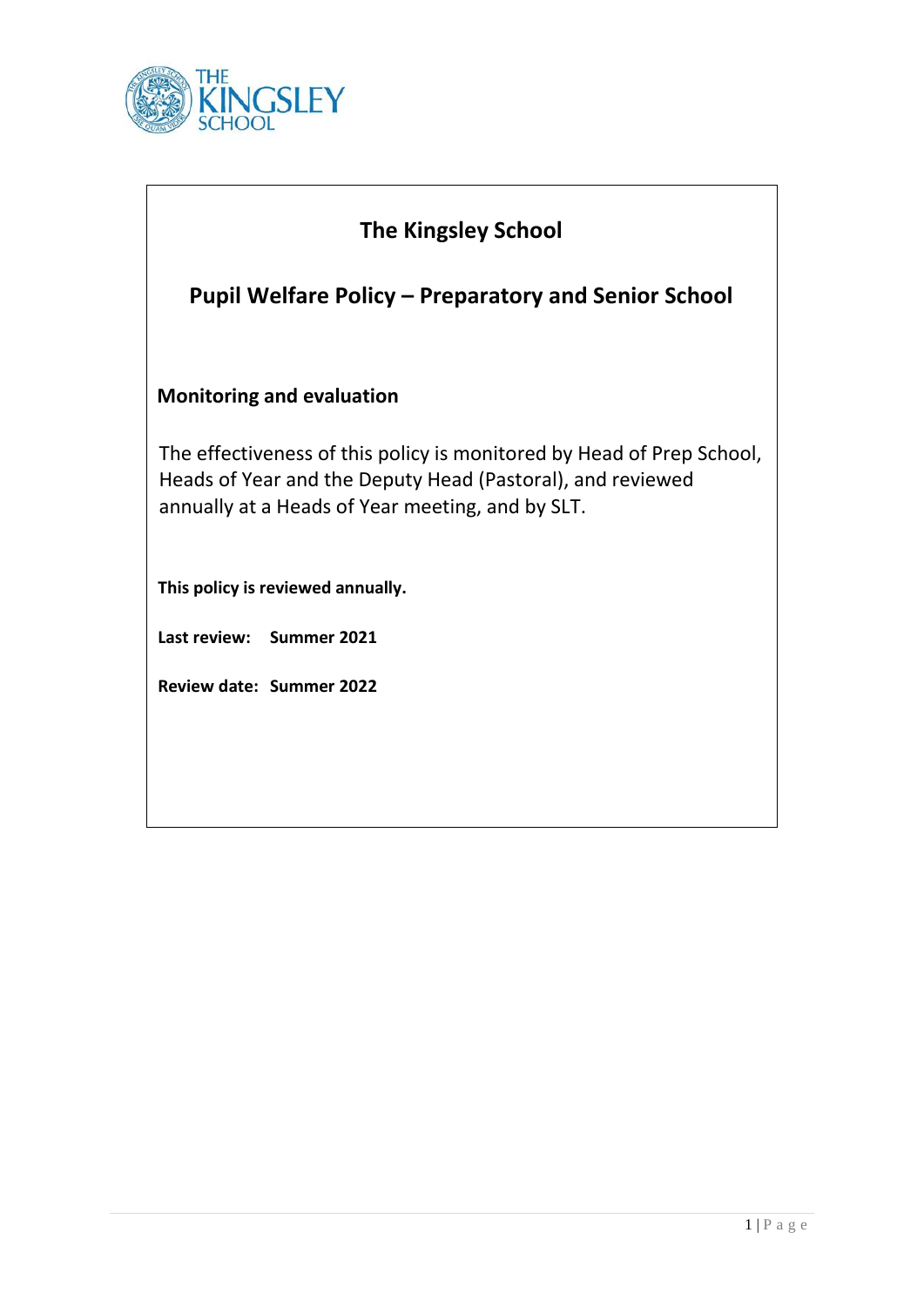# The Kingsley School

## Pupil Welfare Policy – Preparatory and Senior School

### Monitoring and evaluation

The effectiveness of this policy is monitored by Head of Prep School, Heads of Year and the Deputy Head (Pastoral), and reviewed annually at a Heads of Year meeting, and by SLT.

**This policy is reviewed annually.**

**Last review: Summer 2021**

**Review date: Summer 2022**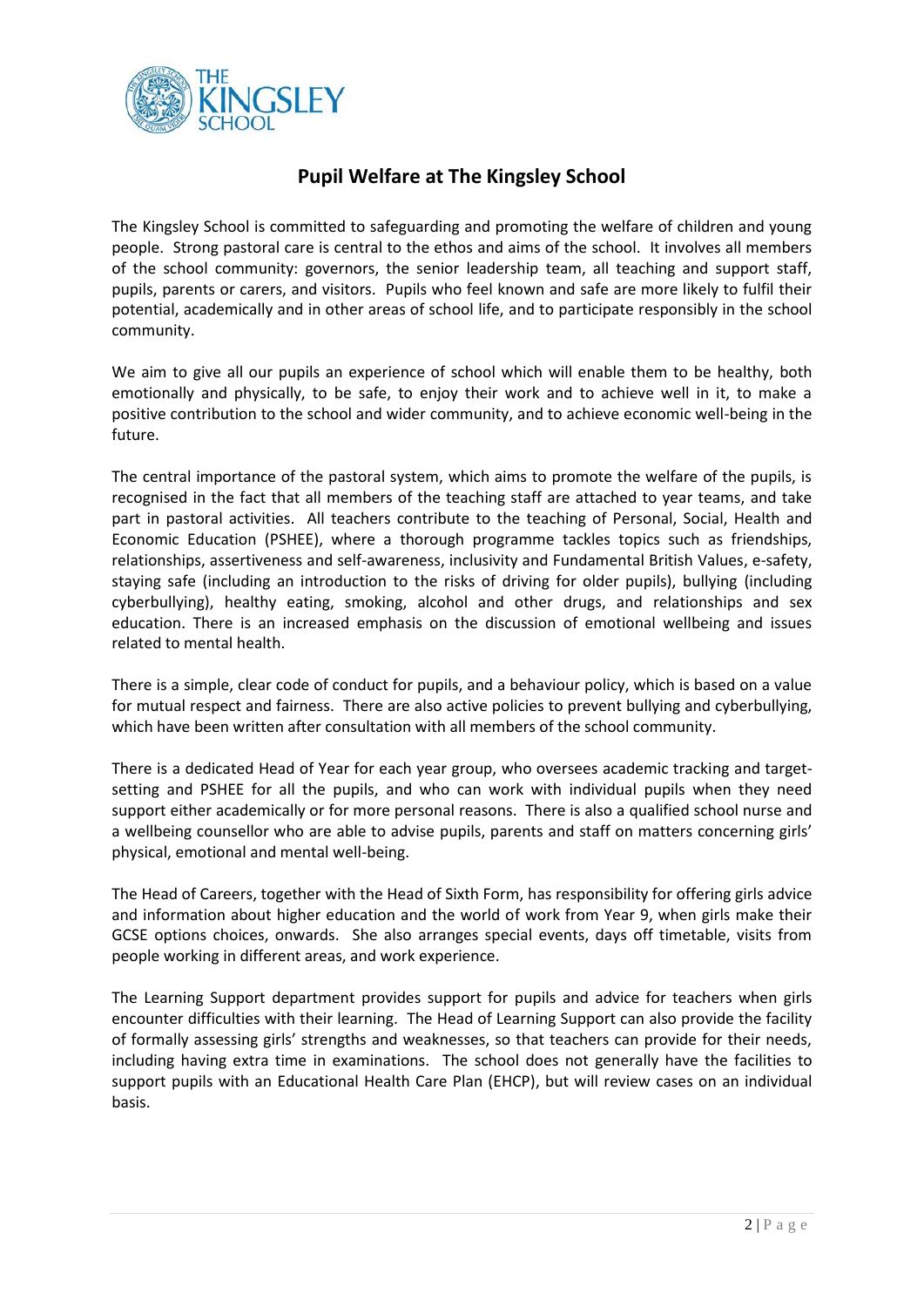## Pupil Welfare at The Kingsley School

The Kingsley School is committed to safeguarding and promoting the welfare of children and young people. Strong pastoral care is central to the ethos and aims of the school. It involves all members of the school community: governors, the senior leadership team, all teaching and support staff, pupils, parents or carers, and visitors. Pupils who feel known and safe are more likely to fulfil their potential, academically and in other areas of school life, and to participate responsibly in the school community.

We aim to give all our pupils an experience of school which will enable them to be healthy, both emotionally and physically, to be safe, to enjoy their work and to achieve well in it, to make a positive contribution to the school and wider community, and to achieve economic well-being in the future.

The central importance of the pastoral system, which aims to promote the welfare of the pupils, is recognised in the fact that all members of the teaching staff are attached to year teams, and take part in pastoral activities. All teachers contribute to the teaching of Personal, Social, Health and Economic Education (PSHEE), where a thorough programme tackles topics such as friendships, relationships, assertiveness and self-awareness, inclusivity and Fundamental British Values, e-safety, staying safe (including an introduction to the risks of driving for older pupils), bullying (including cyberbullying), healthy eating, smoking, alcohol and other drugs, and relationships and sex education. There is an increased emphasis on the discussion of emotional wellbeing and issues related to mental health.

There is a simple, clear code of conduct for pupils, and a behaviour policy, which is based on a value for mutual respect and fairness. There are also active policies to prevent bullying and cyberbullying, which have been written after consultation with all members of the school community.

There is a dedicated Head of Year for each year group, who oversees academic tracking and target-setting and PSHEE for all the pupils, and who can work with individual pupils when they need support either academically or for more personal reasons. There is also a qualified school nurse and a wellbeing counsellor who are able to advise pupils, parents and staff on matters concerning girls' physical, emotional and mental well-being.

The Head of Careers, together with the Head of Sixth Form, has responsibility for offering girls advice and information about higher education and the world of work from Year 9, when girls make their GCSE options choices, onwards. She also arranges special events, days off timetable, visits from people working in different areas, and work experience.

The Learning Support department provides support for pupils and advice for teachers when girls encounter difficulties with their learning. The Head of Learning Support can also provide the facility of formally assessing girls' strengths and weaknesses, so that teachers can provide for their needs, including having extra time in examinations. The school does not generally have the facilities to support pupils with an Educational Health Care Plan (EHCP), but will review cases on an individual basis.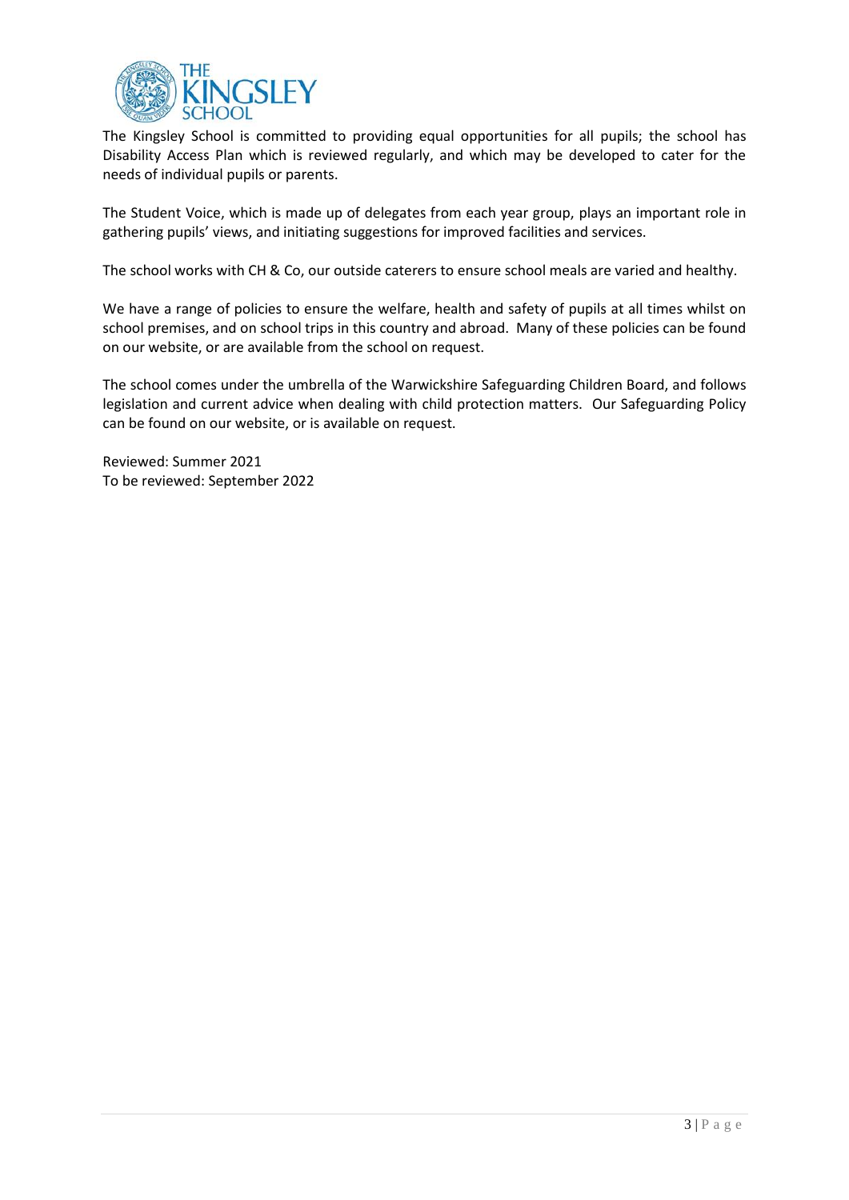The Kingsley School is committed to providing equal opportunities for all pupils; the school has Disability Access Plan which is reviewed regularly, and which may be developed to cater for the needs of individual pupils or parents.

The Student Voice, which is made up of delegates from each year group, plays an important role in gathering pupils' views, and initiating suggestions for improved facilities and services.

The school works with CH & Co, our outside caterers to ensure school meals are varied and healthy.

We have a range of policies to ensure the welfare, health and safety of pupils at all times whilst on school premises, and on school trips in this country and abroad. Many of these policies can be found on our website, or are available from the school on request.

The school comes under the umbrella of the Warwickshire Safeguarding Children Board, and follows legislation and current advice when dealing with child protection matters. Our Safeguarding Policy can be found on our website, or is available on request.

Reviewed: Summer 2021
To be reviewed: September 2022